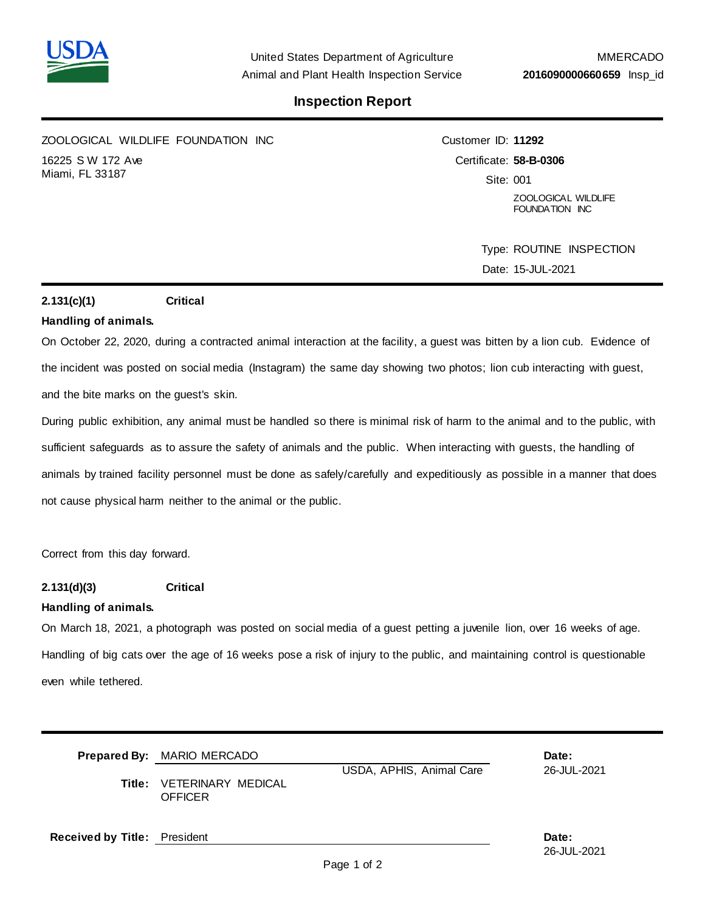United States Department of Agriculture
Animal and Plant Health Inspection Service

MMERCADO
**2016090000660659** Insp_id

# Inspection Report

ZOOLOGICAL WILDLIFE FOUNDATION INC
16225 S W 172 Ave
Miami, FL 33187

Customer ID: **11292**
Certificate: **58-B-0306**
Site: 001
ZOOLOGICAL WILDLIFE FOUNDATION INC

Type: ROUTINE INSPECTION
Date: 15-JUL-2021

**2.131(c)(1)** **Critical**

**Handling of animals.**

On October 22, 2020, during a contracted animal interaction at the facility, a guest was bitten by a lion cub. Evidence of the incident was posted on social media (Instagram) the same day showing two photos; lion cub interacting with guest, and the bite marks on the guest's skin.

During public exhibition, any animal must be handled so there is minimal risk of harm to the animal and to the public, with sufficient safeguards as to assure the safety of animals and the public. When interacting with guests, the handling of animals by trained facility personnel must be done as safely/carefully and expeditiously as possible in a manner that does not cause physical harm neither to the animal or the public.

Correct from this day forward.

**2.131(d)(3)** **Critical**

**Handling of animals.**

On March 18, 2021, a photograph was posted on social media of a guest petting a juvenile lion, over 16 weeks of age. Handling of big cats over the age of 16 weeks pose a risk of injury to the public, and maintaining control is questionable even while tethered.

**Prepared By:** MARIO MERCADO
USDA, APHIS, Animal Care
**Date:** 26-JUL-2021
**Title:** VETERINARY MEDICAL OFFICER

**Received by Title:** President
**Date:** 26-JUL-2021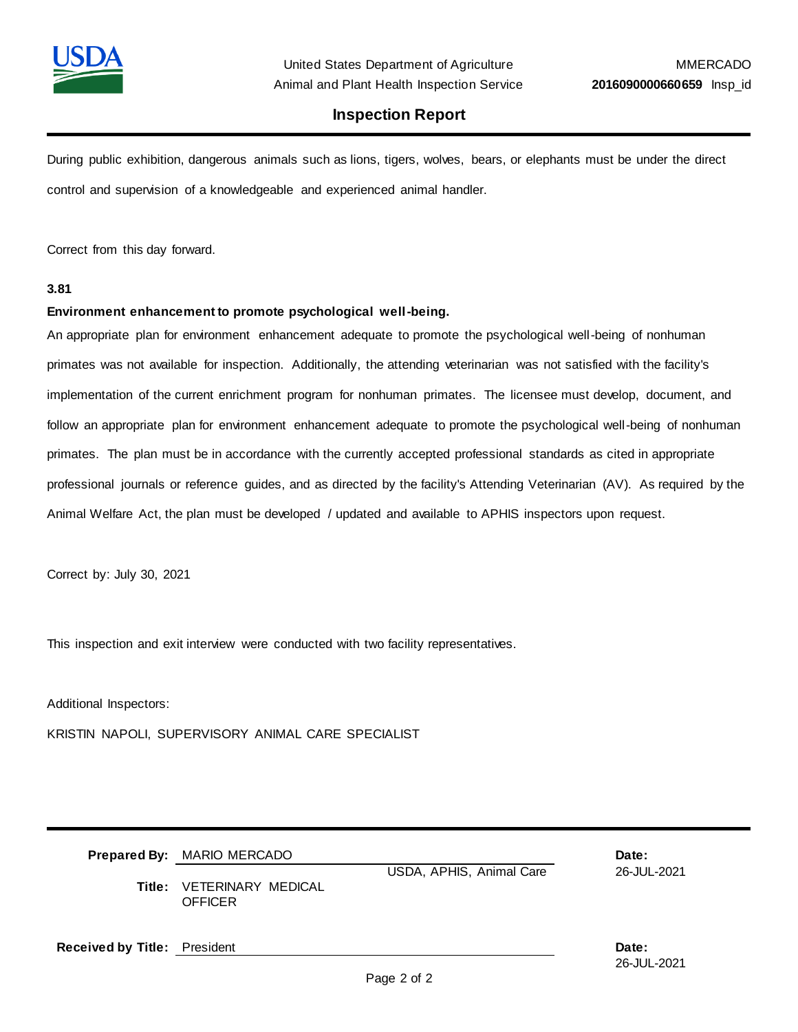During public exhibition, dangerous animals such as lions, tigers, wolves, bears, or elephants must be under the direct control and supervision of a knowledgeable and experienced animal handler.

Correct from this day forward.

**3.81**

**Environment enhancement to promote psychological well-being.**

An appropriate plan for environment enhancement adequate to promote the psychological well-being of nonhuman primates was not available for inspection. Additionally, the attending veterinarian was not satisfied with the facility's implementation of the current enrichment program for nonhuman primates. The licensee must develop, document, and follow an appropriate plan for environment enhancement adequate to promote the psychological well-being of nonhuman primates. The plan must be in accordance with the currently accepted professional standards as cited in appropriate professional journals or reference guides, and as directed by the facility's Attending Veterinarian (AV). As required by the Animal Welfare Act, the plan must be developed / updated and available to APHIS inspectors upon request.

Correct by: July 30, 2021

This inspection and exit interview were conducted with two facility representatives.

Additional Inspectors:

KRISTIN NAPOLI, SUPERVISORY ANIMAL CARE SPECIALIST

**Prepared By:** MARIO MERCADO USDA, APHIS, Animal Care **Date:** 26-JUL-2021

**Title:** VETERINARY MEDICAL OFFICER

**Received by Title:** President **Date:** 26-JUL-2021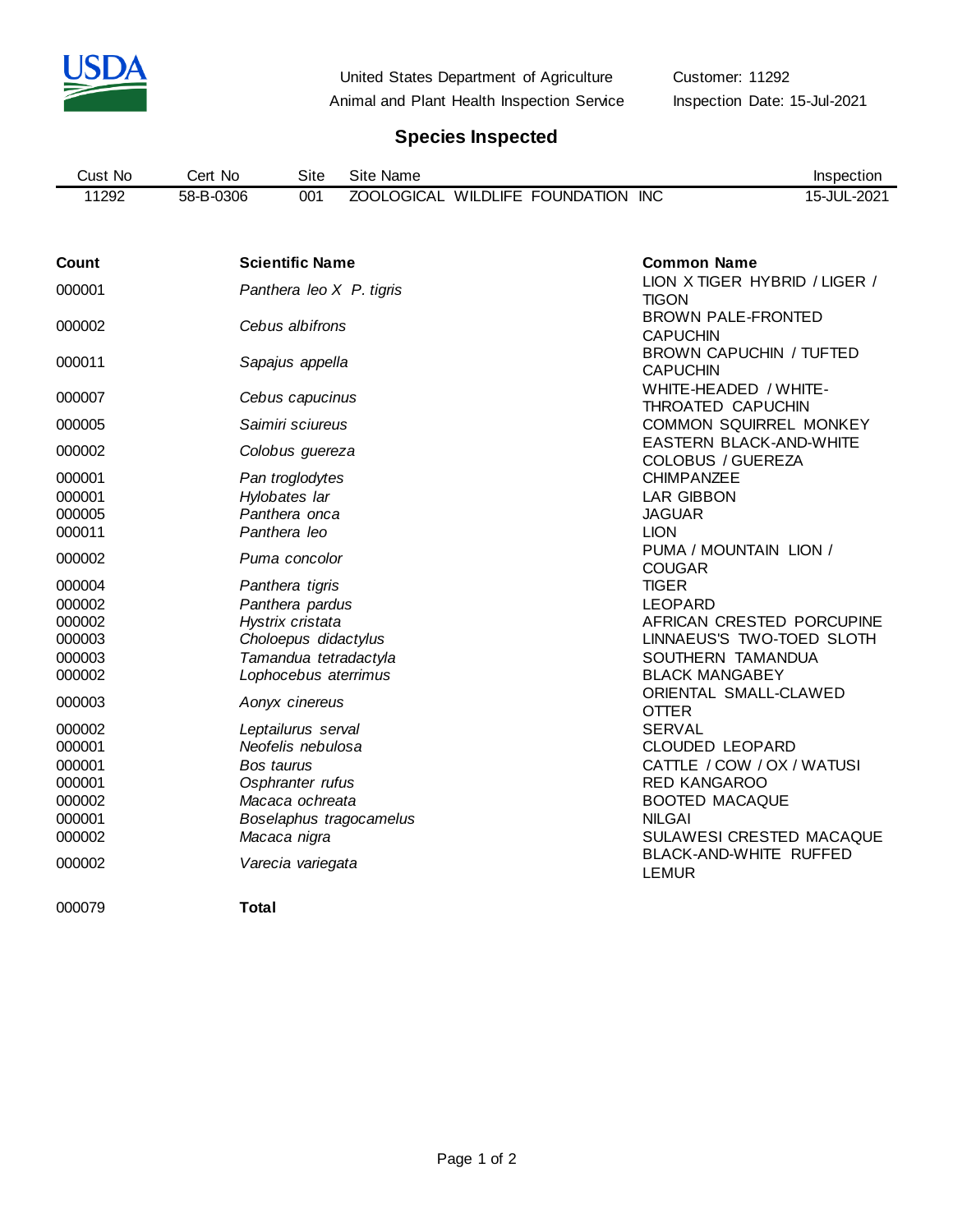United States Department of Agriculture
Animal and Plant Health Inspection Service

Customer: 11292
Inspection Date: 15-Jul-2021

## Species Inspected

| Cust No | Cert No | Site | Site Name | Inspection |
|---|---|---|---|---|
| 11292 | 58-B-0306 | 001 | ZOOLOGICAL WILDLIFE FOUNDATION INC | 15-JUL-2021 |

| Count | Scientific Name | Common Name |
|---|---|---|
| 000001 | *Panthera leo X P. tigris* | LION X TIGER HYBRID / LIGER / TIGON |
| 000002 | *Cebus albifrons* | BROWN PALE-FRONTED CAPUCHIN |
| 000011 | *Sapajus appella* | BROWN CAPUCHIN / TUFTED CAPUCHIN |
| 000007 | *Cebus capucinus* | WHITE-HEADED / WHITE-THROATED CAPUCHIN |
| 000005 | *Saimiri sciureus* | COMMON SQUIRREL MONKEY |
| 000002 | *Colobus guereza* | EASTERN BLACK-AND-WHITE COLOBUS / GUEREZA |
| 000001 | *Pan troglodytes* | CHIMPANZEE |
| 000001 | *Hylobates lar* | LAR GIBBON |
| 000005 | *Panthera onca* | JAGUAR |
| 000011 | *Panthera leo* | LION |
| 000002 | *Puma concolor* | PUMA / MOUNTAIN LION / COUGAR |
| 000004 | *Panthera tigris* | TIGER |
| 000002 | *Panthera pardus* | LEOPARD |
| 000002 | *Hystrix cristata* | AFRICAN CRESTED PORCUPINE |
| 000003 | *Choloepus didactylus* | LINNAEUS'S TWO-TOED SLOTH |
| 000003 | *Tamandua tetradactyla* | SOUTHERN TAMANDUA |
| 000002 | *Lophocebus aterrimus* | BLACK MANGABEY |
| 000003 | *Aonyx cinereus* | ORIENTAL SMALL-CLAWED OTTER |
| 000002 | *Leptailurus serval* | SERVAL |
| 000001 | *Neofelis nebulosa* | CLOUDED LEOPARD |
| 000001 | *Bos taurus* | CATTLE / COW / OX / WATUSI |
| 000001 | *Osphranter rufus* | RED KANGAROO |
| 000002 | *Macaca ochreata* | BOOTED MACAQUE |
| 000001 | *Boselaphus tragocamelus* | NILGAI |
| 000002 | *Macaca nigra* | SULAWESI CRESTED MACAQUE |
| 000002 | *Varecia variegata* | BLACK-AND-WHITE RUFFED LEMUR |
| 000079 | **Total** | |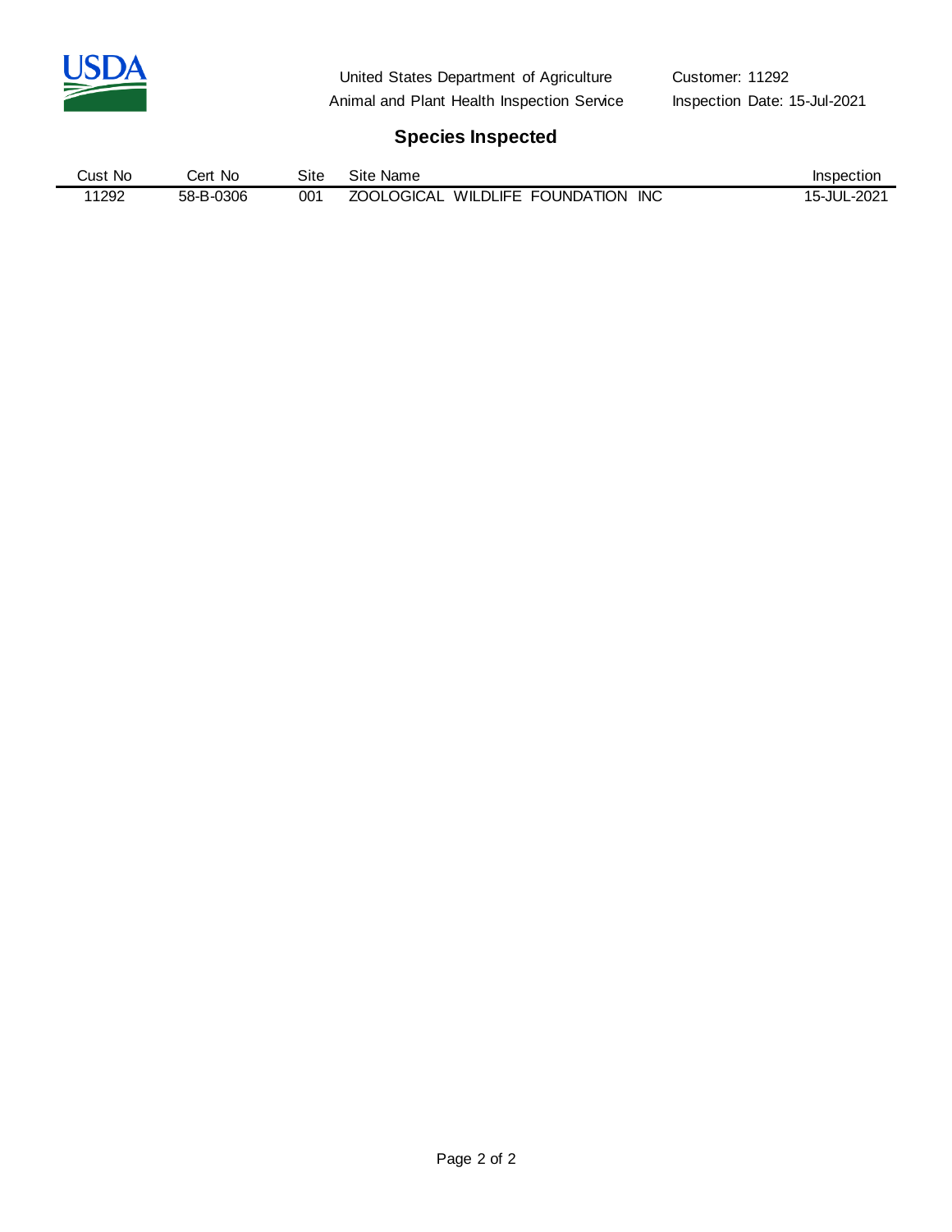United States Department of Agriculture
Animal and Plant Health Inspection Service

Customer: 11292
Inspection Date: 15-Jul-2021

## Species Inspected

| Cust No | Cert No | Site | Site Name | Inspection |
|---|---|---|---|---|
| 11292 | 58-B-0306 | 001 | ZOOLOGICAL WILDLIFE FOUNDATION INC | 15-JUL-2021 |